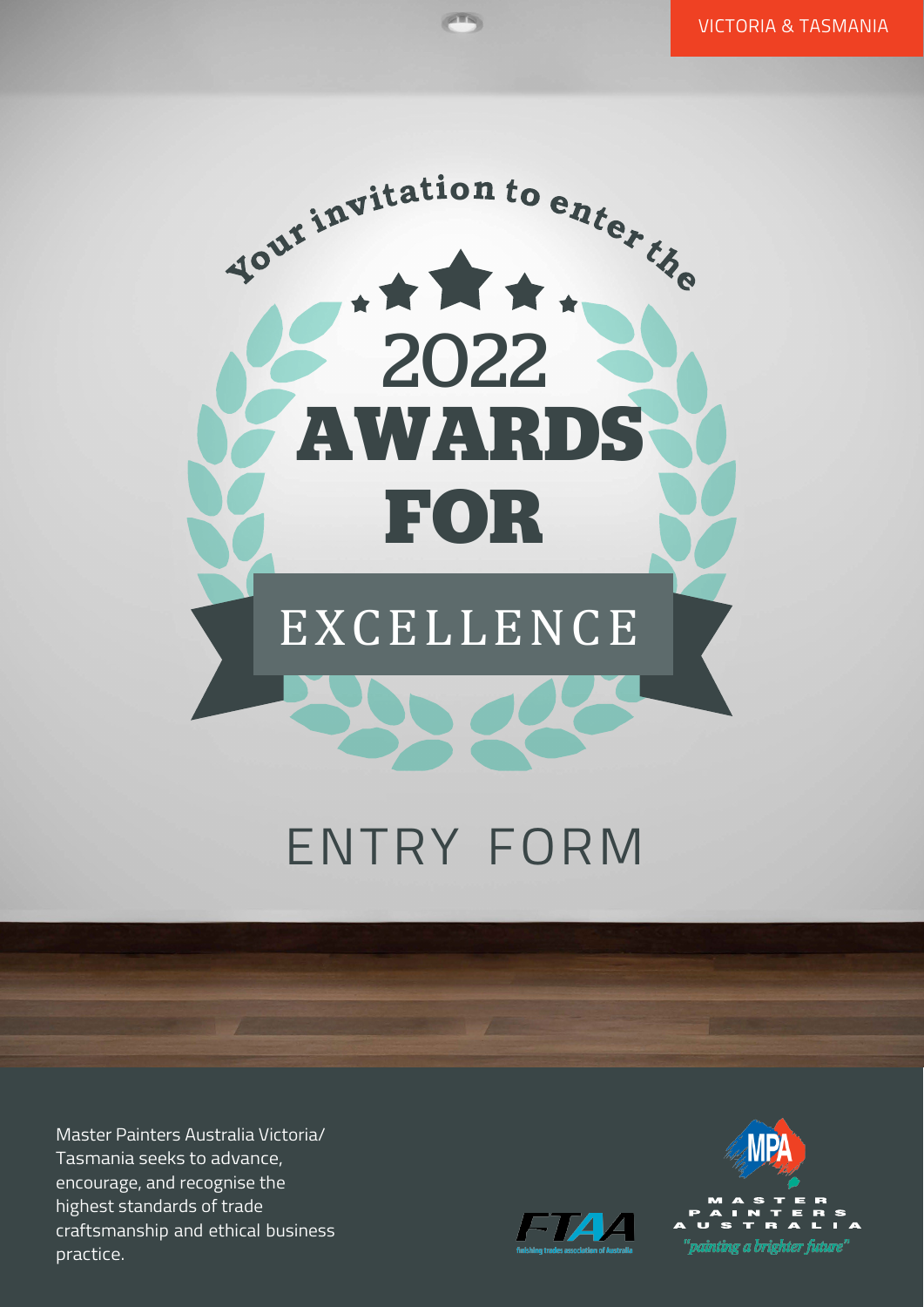VICTORIA & TASMANIA

Your invitation to enter the

# 2022 AWARDS FOR EXCELLENCE

## ENTRY FORM

Master Painters Australia Victoria/Tasmania seeks to advance, encourage, and recognise the highest standards of trade craftsmanship and ethical business practice.

FTAA finishing trades association of Australia

MPA MASTER PAINTERS AUSTRALIA "painting a brighter future"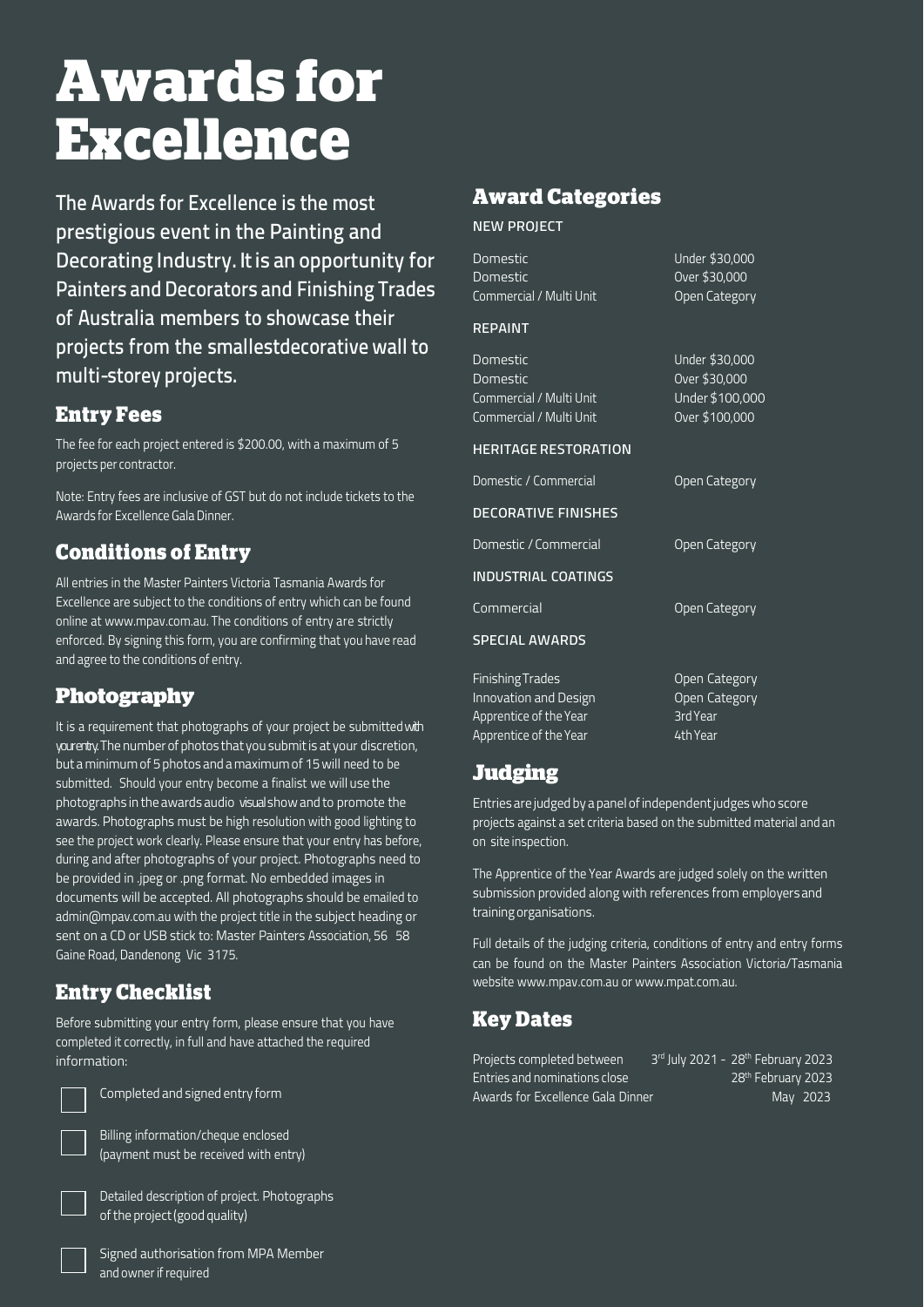# Awards for Excellence

The Awards for Excellence is the most prestigious event in the Painting and Decorating Industry. It is an opportunity for Painters and Decorators and Finishing Trades of Australia members to showcase their projects from the smallestdecorative wall to multi-storey projects.

## Entry Fees

The fee for each project entered is $200.00, with a maximum of 5 projects per contractor.

Note: Entry fees are inclusive of GST but do not include tickets to the Awards for Excellence Gala Dinner.

## Conditions of Entry

All entries in the Master Painters Victoria Tasmania Awards for Excellence are subject to the conditions of entry which can be found online at www.mpav.com.au. The conditions of entry are strictly enforced. By signing this form, you are confirming that you have read and agree to the conditions of entry.

## Photography

It is a requirement that photographs of your project be submitted with your entry. The number of photos that you submit is at your discretion, but a minimum of 5 photos and a maximum of 15 will need to be submitted. Should your entry become a finalist we will use the photographs in the awards audio visual show and to promote the awards. Photographs must be high resolution with good lighting to see the project work clearly. Please ensure that your entry has before, during and after photographs of your project. Photographs need to be provided in .jpeg or .png format. No embedded images in documents will be accepted. All photographs should be emailed to admin@mpav.com.au with the project title in the subject heading or sent on a CD or USB stick to: Master Painters Association, 56 58 Gaine Road, Dandenong Vic 3175.

## Entry Checklist

Before submitting your entry form, please ensure that you have completed it correctly, in full and have attached the required information:

- ☐ Completed and signed entry form
- ☐ Billing information/cheque enclosed (payment must be received with entry)
- ☐ Detailed description of project. Photographs of the project (good quality)
- ☐ Signed authorisation from MPA Member and owner if required

## Award Categories

NEW PROJECT

| | |
|---|---|
| Domestic | Under $30,000 |
| Domestic | Over $30,000 |
| Commercial / Multi Unit | Open Category |

REPAINT

| | |
|---|---|
| Domestic | Under $30,000 |
| Domestic | Over $30,000 |
| Commercial / Multi Unit | Under $100,000 |
| Commercial / Multi Unit | Over $100,000 |

HERITAGE RESTORATION

| | |
|---|---|
| Domestic / Commercial | Open Category |

DECORATIVE FINISHES

| | |
|---|---|
| Domestic / Commercial | Open Category |

INDUSTRIAL COATINGS

| | |
|---|---|
| Commercial | Open Category |

SPECIAL AWARDS

| | |
|---|---|
| Finishing Trades | Open Category |
| Innovation and Design | Open Category |
| Apprentice of the Year | 3rd Year |
| Apprentice of the Year | 4th Year |

## Judging

Entries are judged by a panel of independent judges who score projects against a set criteria based on the submitted material and an on site inspection.

The Apprentice of the Year Awards are judged solely on the written submission provided along with references from employers and training organisations.

Full details of the judging criteria, conditions of entry and entry forms can be found on the Master Painters Association Victoria/Tasmania website www.mpav.com.au or www.mpat.com.au.

## Key Dates

| | |
|---|---|
| Projects completed between | 3rd July 2021 - 28th February 2023 |
| Entries and nominations close | 28th February 2023 |
| Awards for Excellence Gala Dinner | May 2023 |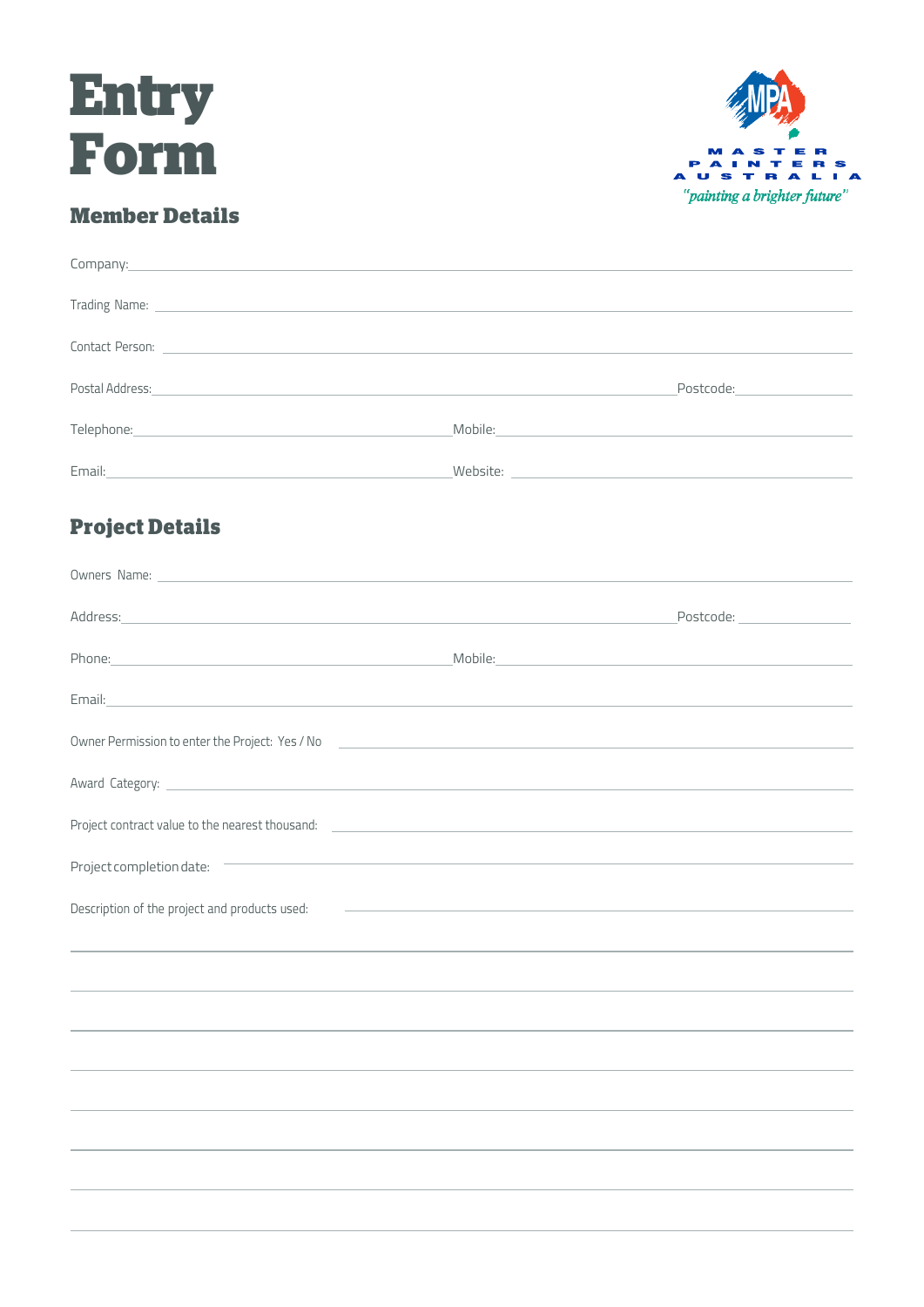# Entry Form

MASTER PAINTERS AUSTRALIA

*"painting a brighter future"*

## Member Details

Company: ______________________________________________

Trading Name: ______________________________________________

Contact Person: ______________________________________________

Postal Address: ______________________________ Postcode: __________

Telephone: ______________________ Mobile: ______________________

Email: ______________________ Website: ______________________

## Project Details

Owners Name: ______________________________________________

Address: ______________________________ Postcode: __________

Phone: ______________________ Mobile: ______________________

Email: ______________________________________________

Owner Permission to enter the Project: Yes / No ______________________

Award Category: ______________________________________________

Project contract value to the nearest thousand: ______________________

Project completion date: ______________________

Description of the project and products used: ______________________

______________________________________________

______________________________________________

______________________________________________

______________________________________________

______________________________________________

______________________________________________

______________________________________________

______________________________________________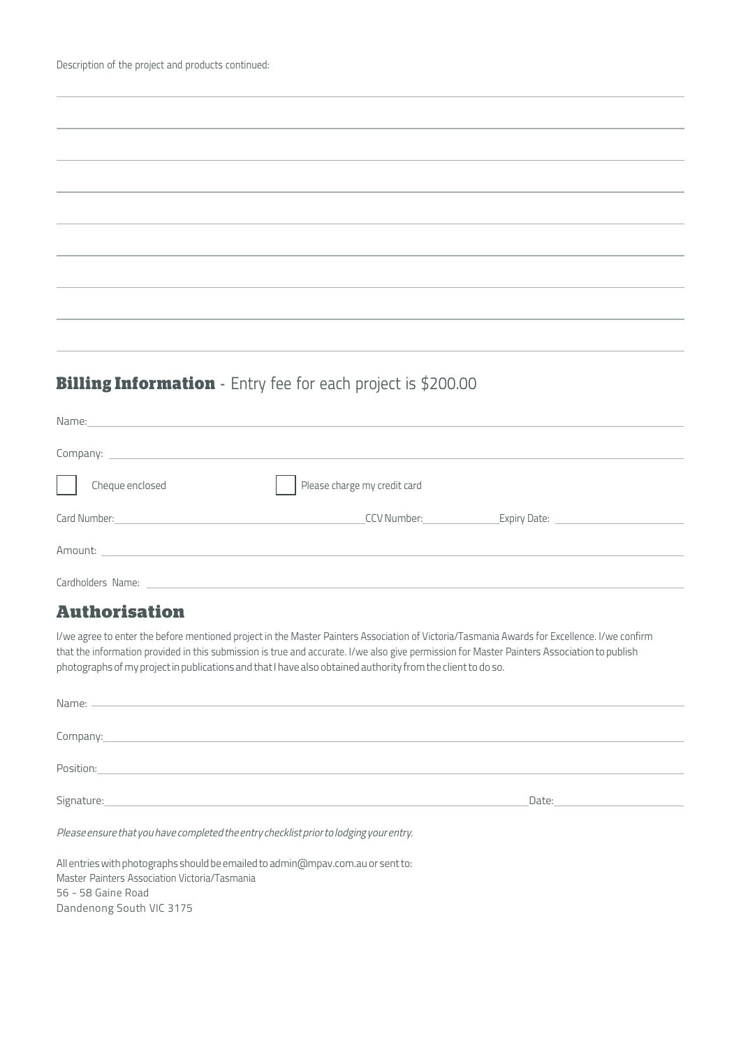Description of the project and products continued:

## **Billing Information** - Entry fee for each project is $200.00

Name:

Company:

☐ Cheque enclosed ☐ Please charge my credit card

Card Number: CCV Number: Expiry Date:

Amount:

Cardholders Name:

## **Authorisation**

I/we agree to enter the before mentioned project in the Master Painters Association of Victoria/Tasmania Awards for Excellence. I/we confirm that the information provided in this submission is true and accurate. I/we also give permission for Master Painters Association to publish photographs of my project in publications and that I have also obtained authority from the client to do so.

Name:

Company:

Position:

Signature: Date:

*Please ensure that you have completed the entry checklist prior to lodging your entry.*

All entries with photographs should be emailed to admin@mpav.com.au or sent to:
Master Painters Association Victoria/Tasmania
56 - 58 Gaine Road
Dandenong South VIC 3175